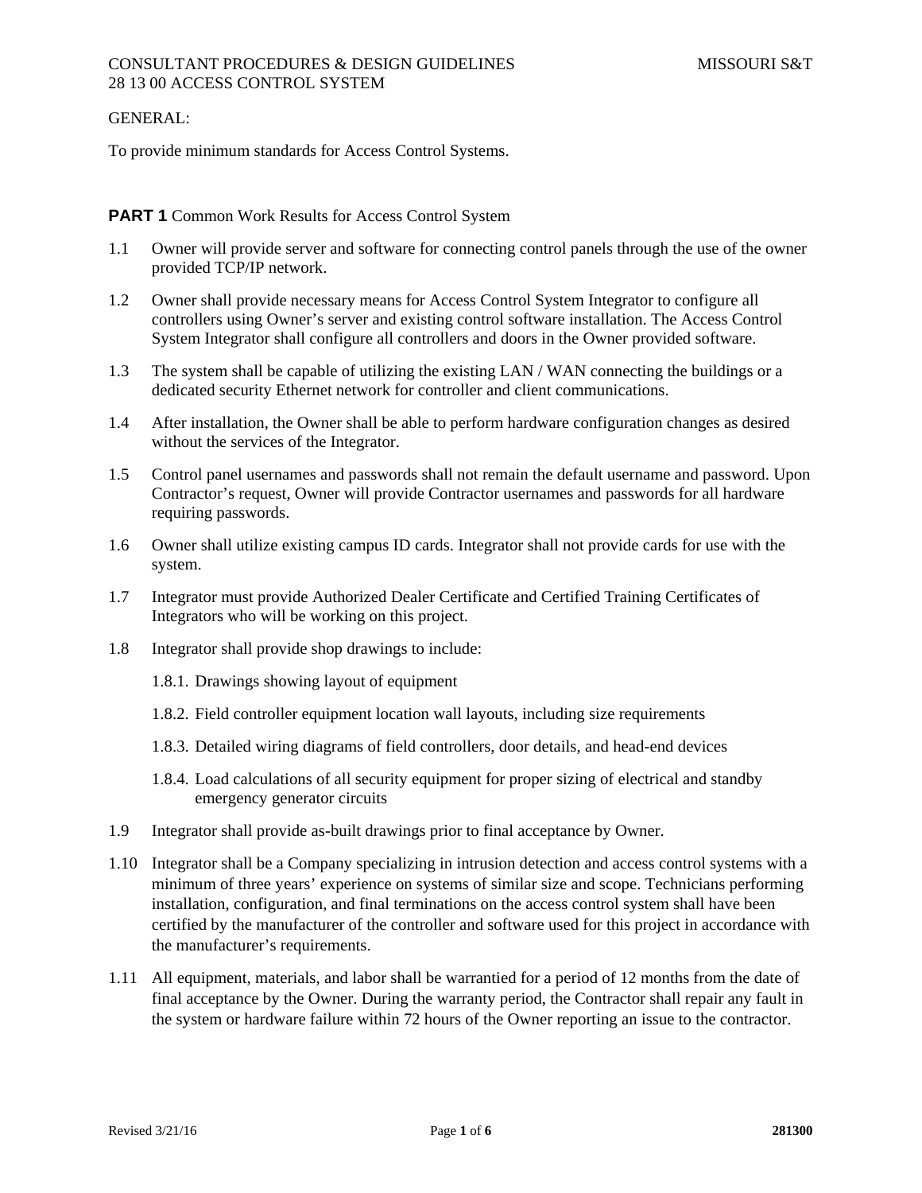GENERAL:

To provide minimum standards for Access Control Systems.

## PART 1 Common Work Results for Access Control System

1.1 Owner will provide server and software for connecting control panels through the use of the owner provided TCP/IP network.

1.2 Owner shall provide necessary means for Access Control System Integrator to configure all controllers using Owner's server and existing control software installation. The Access Control System Integrator shall configure all controllers and doors in the Owner provided software.

1.3 The system shall be capable of utilizing the existing LAN / WAN connecting the buildings or a dedicated security Ethernet network for controller and client communications.

1.4 After installation, the Owner shall be able to perform hardware configuration changes as desired without the services of the Integrator.

1.5 Control panel usernames and passwords shall not remain the default username and password. Upon Contractor's request, Owner will provide Contractor usernames and passwords for all hardware requiring passwords.

1.6 Owner shall utilize existing campus ID cards. Integrator shall not provide cards for use with the system.

1.7 Integrator must provide Authorized Dealer Certificate and Certified Training Certificates of Integrators who will be working on this project.

1.8 Integrator shall provide shop drawings to include:

- 1.8.1. Drawings showing layout of equipment
- 1.8.2. Field controller equipment location wall layouts, including size requirements
- 1.8.3. Detailed wiring diagrams of field controllers, door details, and head-end devices
- 1.8.4. Load calculations of all security equipment for proper sizing of electrical and standby emergency generator circuits

1.9 Integrator shall provide as-built drawings prior to final acceptance by Owner.

1.10 Integrator shall be a Company specializing in intrusion detection and access control systems with a minimum of three years' experience on systems of similar size and scope. Technicians performing installation, configuration, and final terminations on the access control system shall have been certified by the manufacturer of the controller and software used for this project in accordance with the manufacturer's requirements.

1.11 All equipment, materials, and labor shall be warrantied for a period of 12 months from the date of final acceptance by the Owner. During the warranty period, the Contractor shall repair any fault in the system or hardware failure within 72 hours of the Owner reporting an issue to the contractor.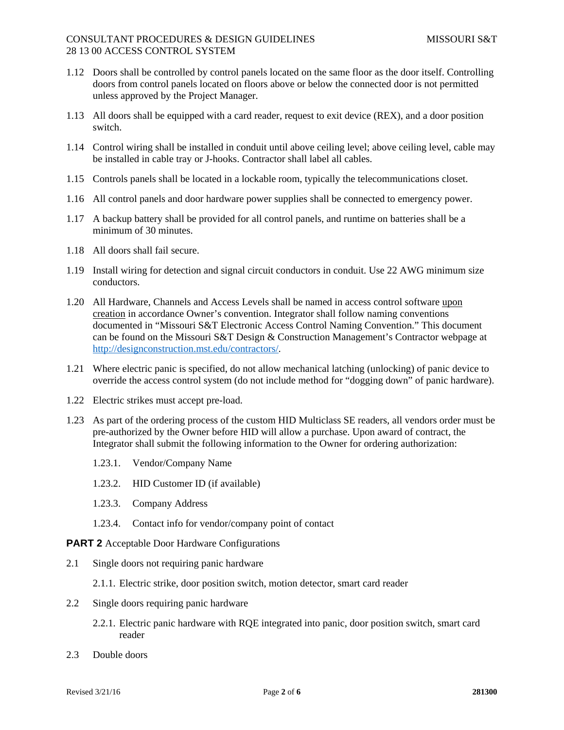1.12 Doors shall be controlled by control panels located on the same floor as the door itself. Controlling doors from control panels located on floors above or below the connected door is not permitted unless approved by the Project Manager.

1.13 All doors shall be equipped with a card reader, request to exit device (REX), and a door position switch.

1.14 Control wiring shall be installed in conduit until above ceiling level; above ceiling level, cable may be installed in cable tray or J-hooks. Contractor shall label all cables.

1.15 Controls panels shall be located in a lockable room, typically the telecommunications closet.

1.16 All control panels and door hardware power supplies shall be connected to emergency power.

1.17 A backup battery shall be provided for all control panels, and runtime on batteries shall be a minimum of 30 minutes.

1.18 All doors shall fail secure.

1.19 Install wiring for detection and signal circuit conductors in conduit. Use 22 AWG minimum size conductors.

1.20 All Hardware, Channels and Access Levels shall be named in access control software <u>upon creation</u> in accordance Owner's convention. Integrator shall follow naming conventions documented in "Missouri S&T Electronic Access Control Naming Convention." This document can be found on the Missouri S&T Design & Construction Management's Contractor webpage at [http://designconstruction.mst.edu/contractors/](http://designconstruction.mst.edu/contractors/).

1.21 Where electric panic is specified, do not allow mechanical latching (unlocking) of panic device to override the access control system (do not include method for "dogging down" of panic hardware).

1.22 Electric strikes must accept pre-load.

1.23 As part of the ordering process of the custom HID Multiclass SE readers, all vendors order must be pre-authorized by the Owner before HID will allow a purchase. Upon award of contract, the Integrator shall submit the following information to the Owner for ordering authorization:

1.23.1. Vendor/Company Name

1.23.2. HID Customer ID (if available)

1.23.3. Company Address

1.23.4. Contact info for vendor/company point of contact

## PART 2 Acceptable Door Hardware Configurations

2.1 Single doors not requiring panic hardware

2.1.1. Electric strike, door position switch, motion detector, smart card reader

2.2 Single doors requiring panic hardware

2.2.1. Electric panic hardware with RQE integrated into panic, door position switch, smart card reader

2.3 Double doors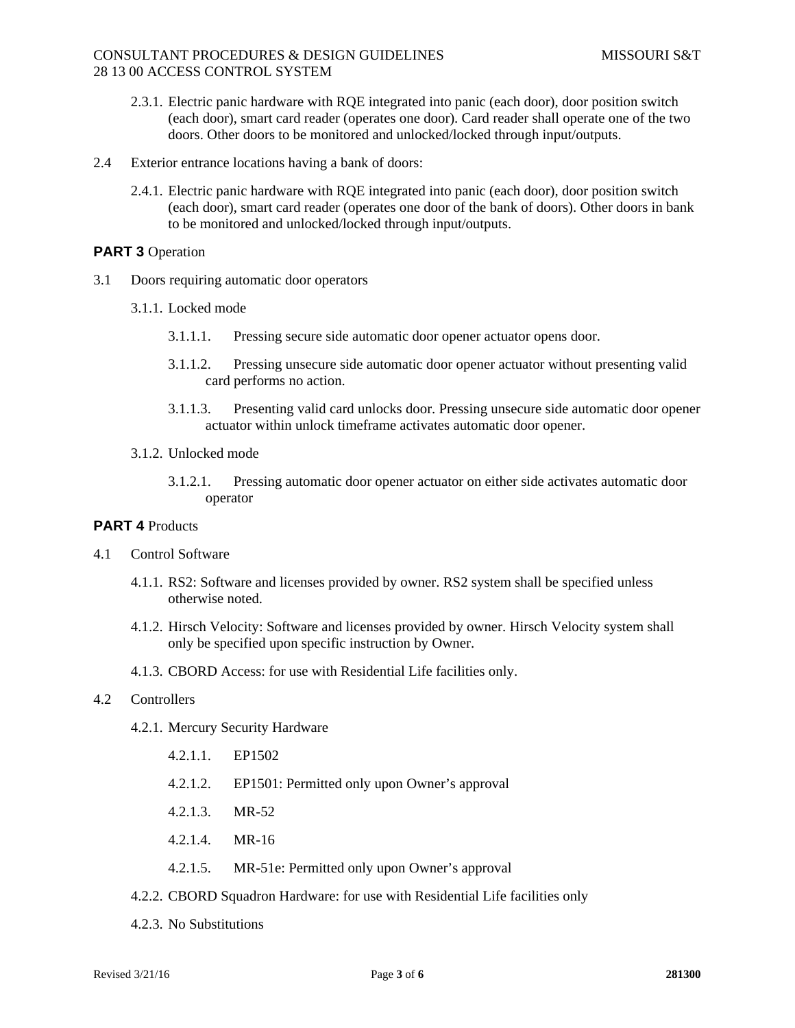2.3.1. Electric panic hardware with RQE integrated into panic (each door), door position switch (each door), smart card reader (operates one door). Card reader shall operate one of the two doors. Other doors to be monitored and unlocked/locked through input/outputs.

2.4 Exterior entrance locations having a bank of doors:

2.4.1. Electric panic hardware with RQE integrated into panic (each door), door position switch (each door), smart card reader (operates one door of the bank of doors). Other doors in bank to be monitored and unlocked/locked through input/outputs.

## PART 3 Operation

3.1 Doors requiring automatic door operators

3.1.1. Locked mode

3.1.1.1. Pressing secure side automatic door opener actuator opens door.

3.1.1.2. Pressing unsecure side automatic door opener actuator without presenting valid card performs no action.

3.1.1.3. Presenting valid card unlocks door. Pressing unsecure side automatic door opener actuator within unlock timeframe activates automatic door opener.

3.1.2. Unlocked mode

3.1.2.1. Pressing automatic door opener actuator on either side activates automatic door operator

## PART 4 Products

4.1 Control Software

4.1.1. RS2: Software and licenses provided by owner. RS2 system shall be specified unless otherwise noted.

4.1.2. Hirsch Velocity: Software and licenses provided by owner. Hirsch Velocity system shall only be specified upon specific instruction by Owner.

4.1.3. CBORD Access: for use with Residential Life facilities only.

4.2 Controllers

4.2.1. Mercury Security Hardware

4.2.1.1. EP1502

4.2.1.2. EP1501: Permitted only upon Owner's approval

4.2.1.3. MR-52

4.2.1.4. MR-16

4.2.1.5. MR-51e: Permitted only upon Owner's approval

4.2.2. CBORD Squadron Hardware: for use with Residential Life facilities only

4.2.3. No Substitutions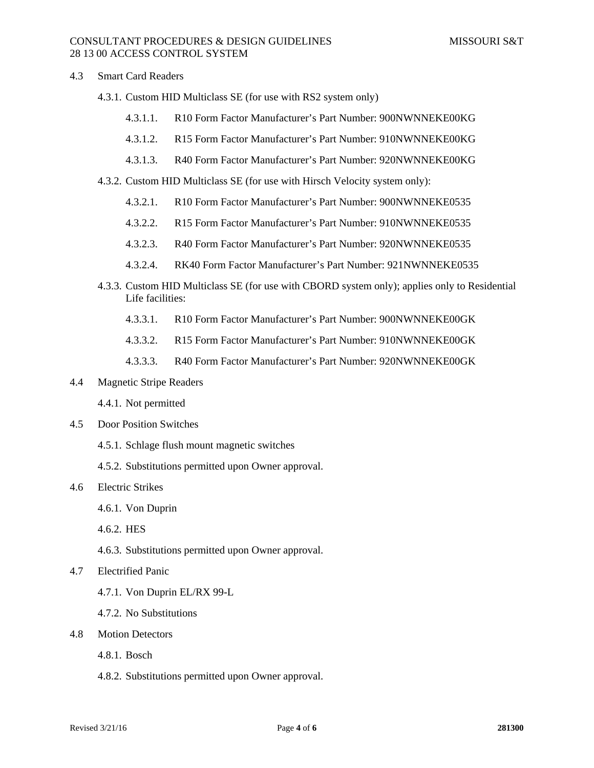4.3 Smart Card Readers

4.3.1. Custom HID Multiclass SE (for use with RS2 system only)

4.3.1.1. R10 Form Factor Manufacturer's Part Number: 900NWNNEKE00KG

4.3.1.2. R15 Form Factor Manufacturer's Part Number: 910NWNNEKE00KG

4.3.1.3. R40 Form Factor Manufacturer's Part Number: 920NWNNEKE00KG

4.3.2. Custom HID Multiclass SE (for use with Hirsch Velocity system only):

4.3.2.1. R10 Form Factor Manufacturer's Part Number: 900NWNNEKE0535

4.3.2.2. R15 Form Factor Manufacturer's Part Number: 910NWNNEKE0535

4.3.2.3. R40 Form Factor Manufacturer's Part Number: 920NWNNEKE0535

4.3.2.4. RK40 Form Factor Manufacturer's Part Number: 921NWNNEKE0535

4.3.3. Custom HID Multiclass SE (for use with CBORD system only); applies only to Residential Life facilities:

4.3.3.1. R10 Form Factor Manufacturer's Part Number: 900NWNNEKE00GK

4.3.3.2. R15 Form Factor Manufacturer's Part Number: 910NWNNEKE00GK

4.3.3.3. R40 Form Factor Manufacturer's Part Number: 920NWNNEKE00GK

4.4 Magnetic Stripe Readers

4.4.1. Not permitted

4.5 Door Position Switches

4.5.1. Schlage flush mount magnetic switches

4.5.2. Substitutions permitted upon Owner approval.

4.6 Electric Strikes

4.6.1. Von Duprin

4.6.2. HES

4.6.3. Substitutions permitted upon Owner approval.

4.7 Electrified Panic

4.7.1. Von Duprin EL/RX 99-L

4.7.2. No Substitutions

4.8 Motion Detectors

4.8.1. Bosch

4.8.2. Substitutions permitted upon Owner approval.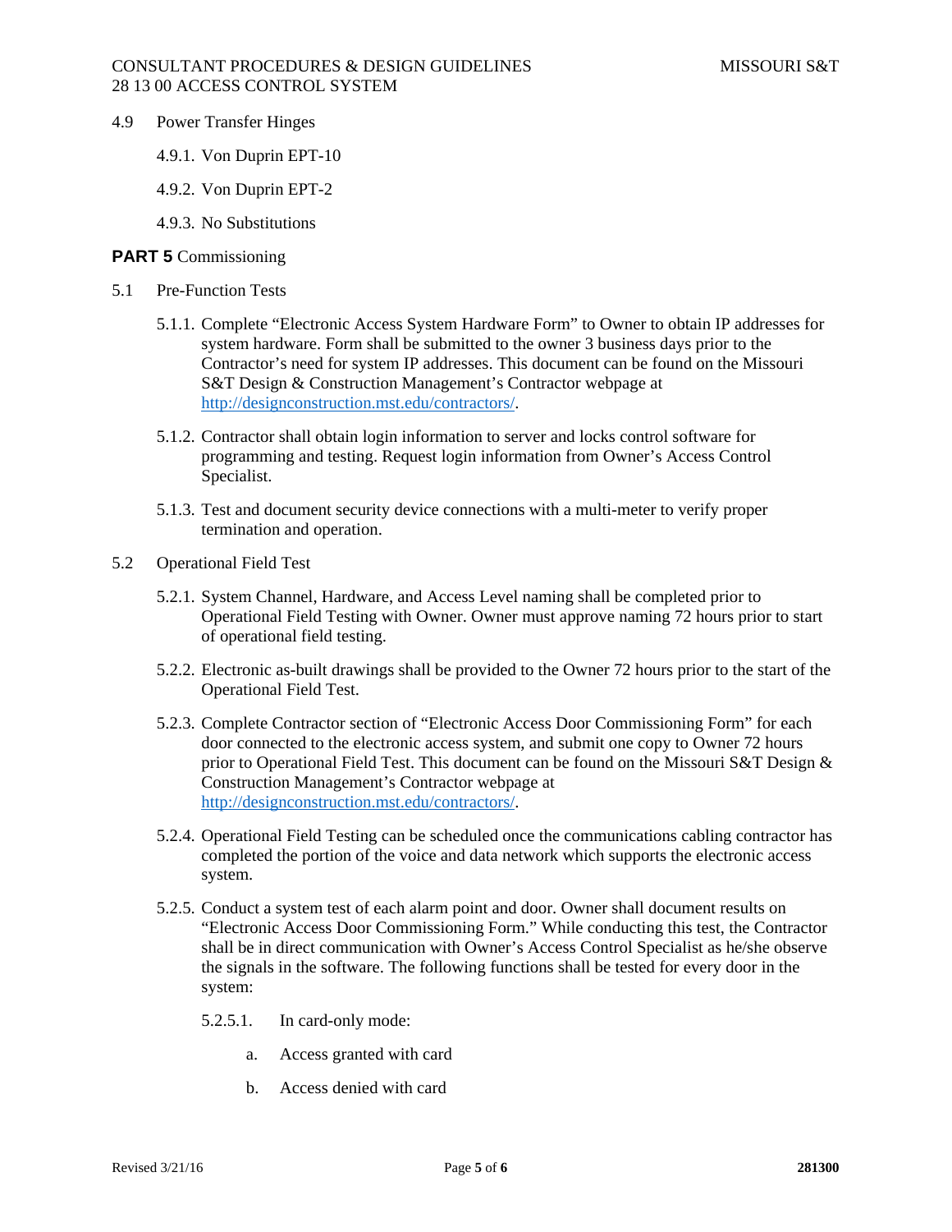4.9 Power Transfer Hinges

4.9.1. Von Duprin EPT-10

4.9.2. Von Duprin EPT-2

4.9.3. No Substitutions

## PART 5 Commissioning

5.1 Pre-Function Tests

5.1.1. Complete “Electronic Access System Hardware Form” to Owner to obtain IP addresses for system hardware. Form shall be submitted to the owner 3 business days prior to the Contractor’s need for system IP addresses. This document can be found on the Missouri S&T Design & Construction Management’s Contractor webpage at http://designconstruction.mst.edu/contractors/.

5.1.2. Contractor shall obtain login information to server and locks control software for programming and testing. Request login information from Owner’s Access Control Specialist.

5.1.3. Test and document security device connections with a multi-meter to verify proper termination and operation.

5.2 Operational Field Test

5.2.1. System Channel, Hardware, and Access Level naming shall be completed prior to Operational Field Testing with Owner. Owner must approve naming 72 hours prior to start of operational field testing.

5.2.2. Electronic as-built drawings shall be provided to the Owner 72 hours prior to the start of the Operational Field Test.

5.2.3. Complete Contractor section of “Electronic Access Door Commissioning Form” for each door connected to the electronic access system, and submit one copy to Owner 72 hours prior to Operational Field Test. This document can be found on the Missouri S&T Design & Construction Management’s Contractor webpage at http://designconstruction.mst.edu/contractors/.

5.2.4. Operational Field Testing can be scheduled once the communications cabling contractor has completed the portion of the voice and data network which supports the electronic access system.

5.2.5. Conduct a system test of each alarm point and door. Owner shall document results on “Electronic Access Door Commissioning Form.” While conducting this test, the Contractor shall be in direct communication with Owner’s Access Control Specialist as he/she observe the signals in the software. The following functions shall be tested for every door in the system:

5.2.5.1. In card-only mode:

a. Access granted with card

b. Access denied with card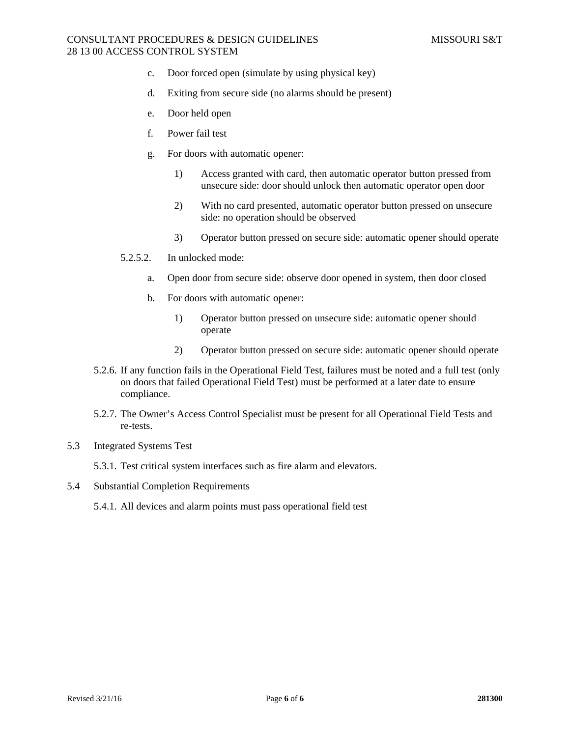c. Door forced open (simulate by using physical key)

d. Exiting from secure side (no alarms should be present)

e. Door held open

f. Power fail test

g. For doors with automatic opener:

1) Access granted with card, then automatic operator button pressed from unsecure side: door should unlock then automatic operator open door

2) With no card presented, automatic operator button pressed on unsecure side: no operation should be observed

3) Operator button pressed on secure side: automatic opener should operate

5.2.5.2. In unlocked mode:

a. Open door from secure side: observe door opened in system, then door closed

b. For doors with automatic opener:

1) Operator button pressed on unsecure side: automatic opener should operate

2) Operator button pressed on secure side: automatic opener should operate

5.2.6. If any function fails in the Operational Field Test, failures must be noted and a full test (only on doors that failed Operational Field Test) must be performed at a later date to ensure compliance.

5.2.7. The Owner's Access Control Specialist must be present for all Operational Field Tests and re-tests.

5.3 Integrated Systems Test

5.3.1. Test critical system interfaces such as fire alarm and elevators.

5.4 Substantial Completion Requirements

5.4.1. All devices and alarm points must pass operational field test